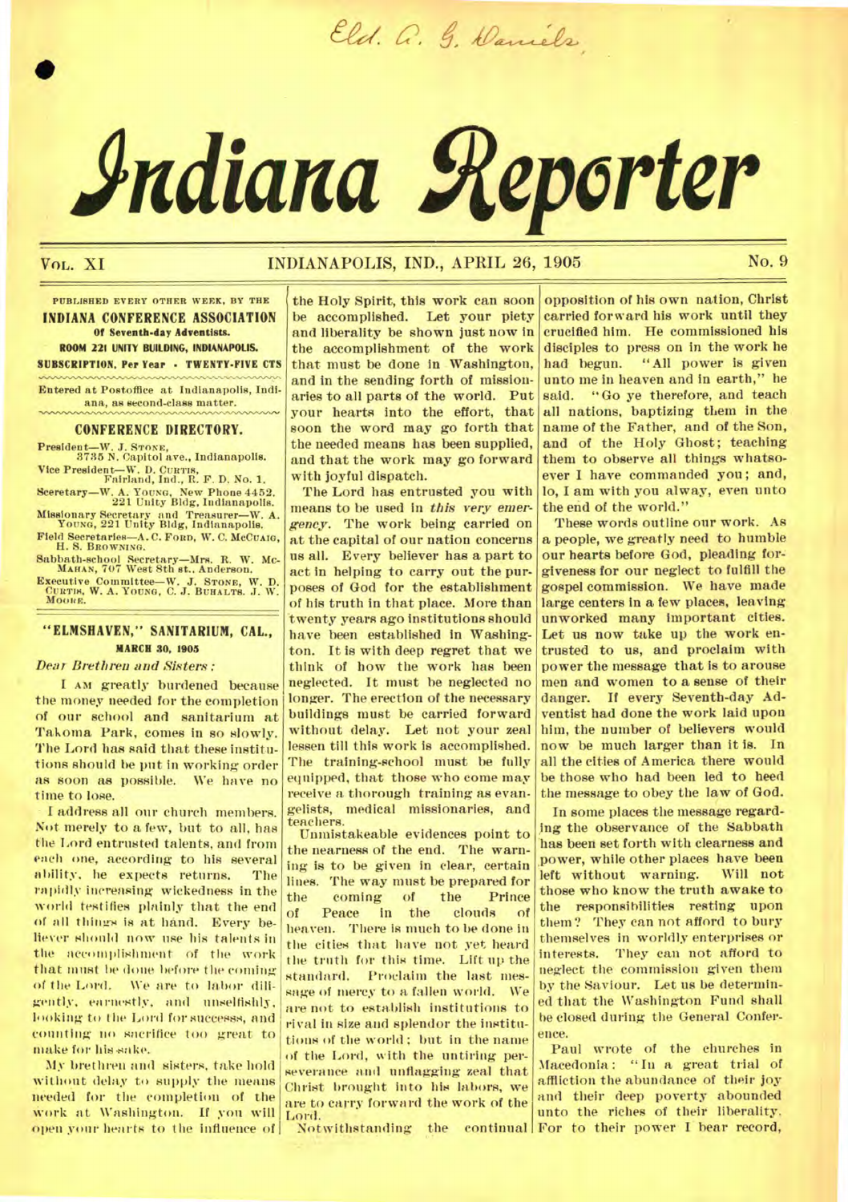Eld. A. G. Daniels

# Indiana Reporter

VOL. XI — INDIANAPOLIS, IND., APRIL 26, 1905 — No. 9

PUBLISHED EVERY OTHER WEEK, BY THE
**INDIANA CONFERENCE ASSOCIATION**
**Of Seventh-day Adventists.**
**ROOM 221 UNITY BUILDING, INDIANAPOLIS.**
**SUBSCRIPTION, Per Year - TWENTY-FIVE CTS**

Entered at Postoffice at Indianapolis, Indiana, as second-class matter.

## CONFERENCE DIRECTORY.

President—W. J. STONE, 3735 N. Capitol ave., Indianapolis.
Vice President—W. D. CURTIS, Fairland, Ind., R. F. D. No. 1.
Secretary—W. A. YOUNG, New Phone 4452. 221 Unity Bldg, Indianapolis.
Missionary Secretary and Treasurer—W. A. YOUNG, 221 Unity Bldg, Indianapolis.
Field Secretaries—A. C. FORD, W. C. MCCUAIG, H. S. BROWNING.
Sabbath-school Secretary—Mrs. R. W. McMAHAN, 707 West 8th st., Anderson.
Executive Committee—W. J. STONE, W. D. CURTIS, W. A. YOUNG, C. J. BUHALTS. J. W. MOORE.

## "ELMSHAVEN," SANITARIUM, CAL.,

**MARCH 30, 1905**

*Dear Brethren and Sisters:*

I AM greatly burdened because the money needed for the completion of our school and sanitarium at Takoma Park, comes in so slowly. The Lord has said that these institutions should be put in working order as soon as possible. We have no time to lose.

I address all our church members. Not merely to a few, but to all, has the Lord entrusted talents, and from each one, according to his several ability, he expects returns. The rapidly increasing wickedness in the world testifies plainly that the end of all things is at hand. Every believer should now use his talents in the accomplishment of the work that must be done before the coming of the Lord. We are to labor diligently, earnestly, and unselfishly, looking to the Lord for successs, and counting no sacrifice too great to make for his sake.

My brethren and sisters, take hold without delay to supply the means needed for the completion of the work at Washington. If you will open your hearts to the influence of the Holy Spirit, this work can soon be accomplished. Let your piety and liberality be shown just now in the accomplishment of the work that must be done in Washington, and in the sending forth of missionaries to all parts of the world. Put your hearts into the effort, that soon the word may go forth that the needed means has been supplied, and that the work may go forward with joyful dispatch.

The Lord has entrusted you with means to be used in *this very emergency*. The work being carried on at the capital of our nation concerns us all. Every believer has a part to act in helping to carry out the purposes of God for the establishment of his truth in that place. More than twenty years ago institutions should have been established in Washington. It is with deep regret that we think of how the work has been neglected. It must be neglected no longer. The erection of the necessary buildings must be carried forward without delay. Let not your zeal lessen till this work is accomplished. The training-school must be fully equipped, that those who come may receive a thorough training as evangelists, medical missionaries, and teachers.

Unmistakeable evidences point to the nearness of the end. The warning is to be given in clear, certain lines. The way must be prepared for the coming of the Prince of Peace in the clouds of heaven. There is much to be done in the cities that have not yet heard the truth for this time. Lift up the standard. Proclaim the last message of mercy to a fallen world. We are not to establish institutions to rival in size and splendor the institutions of the world; but in the name of the Lord, with the untiring perseverance and unflagging zeal that Christ brought into his labors, we are to carry forward the work of the Lord.

Notwithstanding the continual opposition of his own nation, Christ carried forward his work until they crucified him. He commissioned his disciples to press on in the work he had begun. "All power is given unto me in heaven and in earth," he said. "Go ye therefore, and teach all nations, baptizing them in the name of the Father, and of the Son, and of the Holy Ghost; teaching them to observe all things whatsoever I have commanded you; and, lo, I am with you alway, even unto the end of the world."

These words outline our work. As a people, we greatly need to humble our hearts before God, pleading forgiveness for our neglect to fulfill the gospel commission. We have made large centers in a few places, leaving unworked many important cities. Let us now take up the work entrusted to us, and proclaim with power the message that is to arouse men and women to a sense of their danger. If every Seventh-day Adventist had done the work laid upon him, the number of believers would now be much larger than it is. In all the cities of America there would be those who had been led to heed the message to obey the law of God.

In some places the message regarding the observance of the Sabbath has been set forth with clearness and power, while other places have been left without warning. Will not those who know the truth awake to the responsibilities resting upon them? They can not afford to bury themselves in worldly enterprises or interests. They can not afford to neglect the commission given them by the Saviour. Let us be determined that the Washington Fund shall be closed during the General Conference.

Paul wrote of the churches in Macedonia: "In a great trial of affliction the abundance of their joy and their deep poverty abounded unto the riches of their liberality. For to their power I bear record,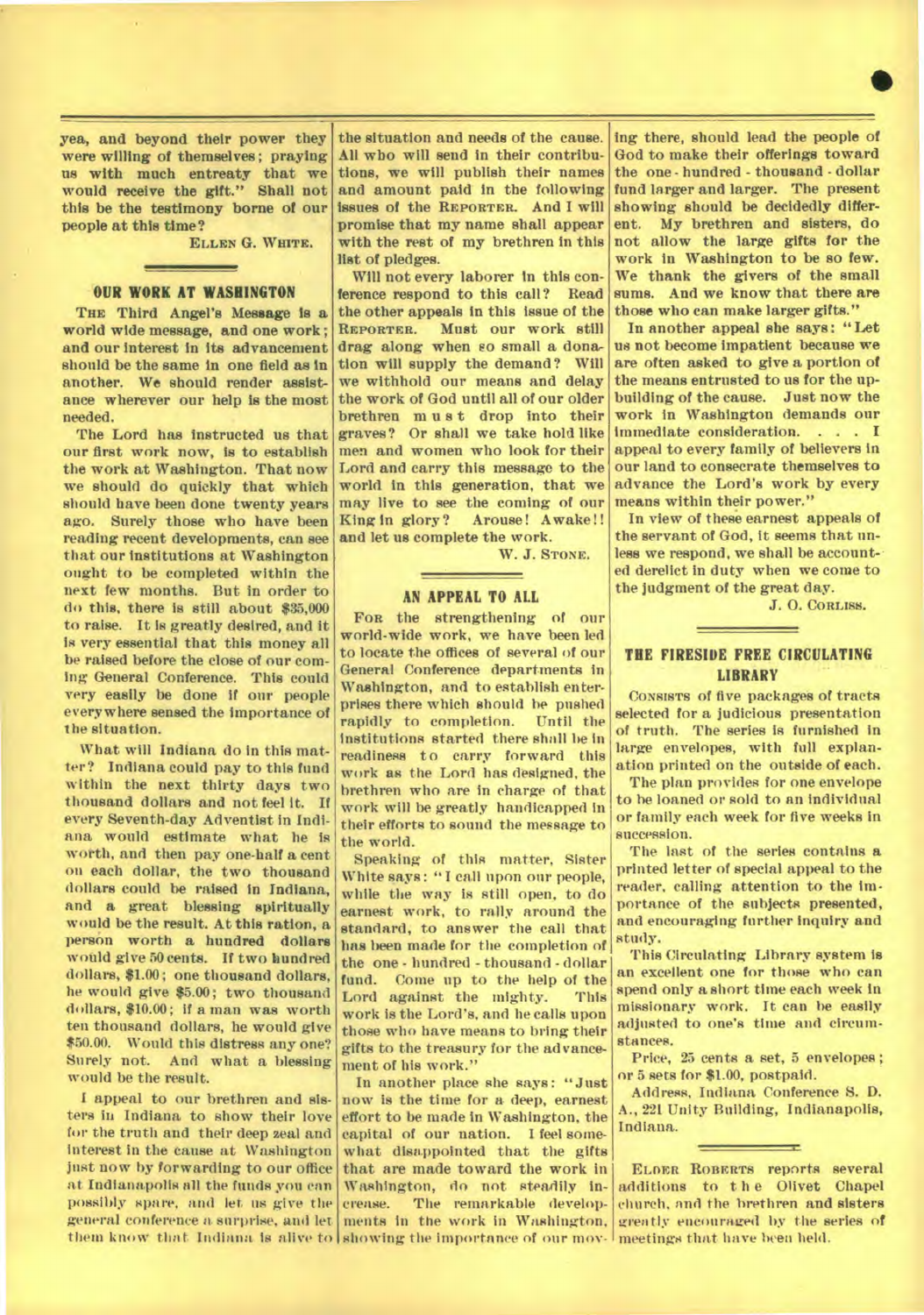yea, and beyond their power they were willing of themselves; praying us with much entreaty that we would receive the gift." Shall not this be the testimony borne of our people at this time?

ELLEN G. WHITE.

## OUR WORK AT WASHINGTON

THE Third Angel's Message is a world wide message, and one work; and our interest in its advancement should be the same in one field as in another. We should render assistance wherever our help is the most needed.

The Lord has instructed us that our first work now, is to establish the work at Washington. That now we should do quickly that which should have been done twenty years ago. Surely those who have been reading recent developments, can see that our institutions at Washington ought to be completed within the next few months. But in order to do this, there is still about $35,000 to raise. It is greatly desired, and it is very essential that this money all be raised before the close of our coming General Conference. This could very easily be done if our people everywhere sensed the importance of the situation.

What will Indiana do in this matter? Indiana could pay to this fund within the next thirty days two thousand dollars and not feel it. If every Seventh-day Adventist in Indiana would estimate what he is worth, and then pay one-half a cent on each dollar, the two thousand dollars could be raised in Indiana, and a great blessing spiritually would be the result. At this ration, a person worth a hundred dollars would give 50 cents. If two hundred dollars, $1.00; one thousand dollars, he would give $5.00; two thousand dollars, $10.00; if a man was worth ten thousand dollars, he would give $50.00. Would this distress any one? Surely not. And what a blessing would be the result.

I appeal to our brethren and sisters in Indiana to show their love for the truth and their deep zeal and interest in the cause at Washington just now by forwarding to our office at Indianapolis all the funds you can possibly spare, and let us give the general conference a surprise, and let them know that Indiana is alive to the situation and needs of the cause. All who will send in their contributions, we will publish their names and amount paid in the following issues of the REPORTER. And I will promise that my name shall appear with the rest of my brethren in this list of pledges.

Will not every laborer in this conference respond to this call? Read the other appeals in this issue of the REPORTER. Must our work still drag along when so small a donation will supply the demand? Will we withhold our means and delay the work of God until all of our older brethren must drop into their graves? Or shall we take hold like men and women who look for their Lord and carry this message to the world in this generation, that we may live to see the coming of our King in glory? Arouse! Awake!! and let us complete the work.

W. J. STONE.

## AN APPEAL TO ALL

FOR the strengthening of our world-wide work, we have been led to locate the offices of several of our General Conference departments in Washington, and to establish enterprises there which should be pushed rapidly to completion. Until the institutions started there shall be in readiness to carry forward this work as the Lord has designed, the brethren who are in charge of that work will be greatly handicapped in their efforts to sound the message to the world.

Speaking of this matter, Sister White says: "I call upon our people, while the way is still open, to do earnest work, to rally around the standard, to answer the call that has been made for the completion of the one-hundred-thousand-dollar fund. Come up to the help of the Lord against the mighty. This work is the Lord's, and he calls upon those who have means to bring their gifts to the treasury for the advancement of his work."

In another place she says: "Just now is the time for a deep, earnest effort to be made in Washington, the capital of our nation. I feel somewhat disappointed that the gifts that are made toward the work in Washington, do not steadily increase. The remarkable developments in the work in Washington, showing the importance of our moving there, should lead the people of God to make their offerings toward the one-hundred-thousand-dollar fund larger and larger. The present showing should be decidedly different. My brethren and sisters, do not allow the large gifts for the work in Washington to be so few. We thank the givers of the small sums. And we know that there are those who can make larger gifts."

In another appeal she says: "Let us not become impatient because we are often asked to give a portion of the means entrusted to us for the upbuilding of the cause. Just now the work in Washington demands our immediate consideration. . . . I appeal to every family of believers in our land to consecrate themselves to advance the Lord's work by every means within their power."

In view of these earnest appeals of the servant of God, it seems that unless we respond, we shall be accounted derelict in duty when we come to the judgment of the great day.

J. O. CORLISS.

## THE FIRESIDE FREE CIRCULATING LIBRARY

CONSISTS of five packages of tracts selected for a judicious presentation of truth. The series is furnished in large envelopes, with full explanation printed on the outside of each.

The plan provides for one envelope to be loaned or sold to an individual or family each week for five weeks in succession.

The last of the series contains a printed letter of special appeal to the reader, calling attention to the importance of the subjects presented, and encouraging further inquiry and study.

This Circulating Library system is an excellent one for those who can spend only a short time each week in missionary work. It can be easily adjusted to one's time and circumstances.

Price, 25 cents a set, 5 envelopes; or 5 sets for $1.00, postpaid.

Address, Indiana Conference S. D. A., 221 Unity Building, Indianapolis, Indiana.

ELDER ROBERTS reports several additions to the Olivet Chapel church, and the brethren and sisters greatly encouraged by the series of meetings that have been held.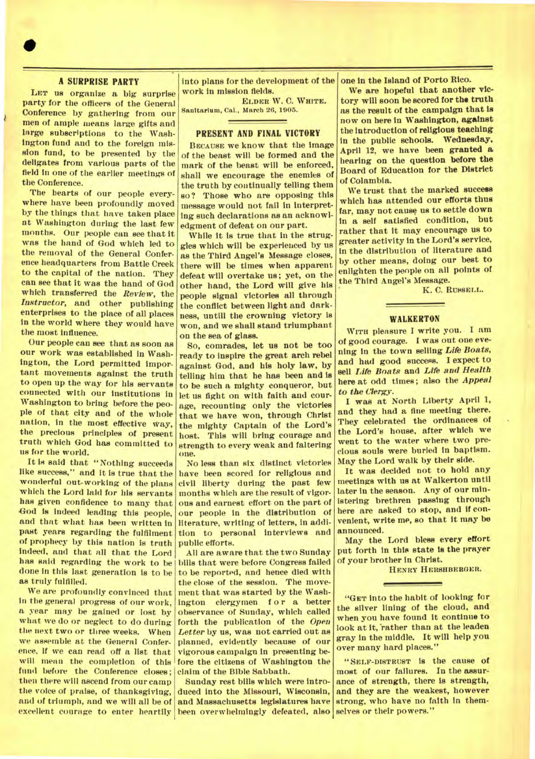## A SURPRISE PARTY

LET us organize a big surprise party for the officers of the General Conference by gathering from our men of ample means large gifts and large subscriptions to the Washington fund and to the foreign mission fund, to be presented by the deligates from various parts of the field in one of the earlier meetings of the Conference.

The hearts of our people everywhere have been profoundly moved by the things that have taken place at Washington during the last few months. Our people can see that it was the hand of God which led to the removal of the General Conference headquarters from Battle Creek to the capital of the nation. They can see that it was the hand of God which transferred the *Review*, the *Instructor*, and other publishing enterprises to the place of all places in the world where they would have the most influence.

Our people can see that as soon as our work was established in Washington, the Lord permitted important movements against the truth to open up the way for his servants connected with our institutions in Washington to bring before the people of that city and of the whole nation, in the most effective way, the precious principles of present truth which God has committed to us for the world.

It is said that "Nothing succeeds like success," and it is true that the wonderful out-working of the plans which the Lord laid for his servants has given confidence to many that God is indeed leading this people, and that what has been written in past years regarding the fulfilment of prophecy by this nation is truth indeed, and that all that the Lord has said regarding the work to be done in this last generation is to be as truly fulfilled.

We are profoundly convinced that in the general progress of our work, a year may be gained or lost by what we do or neglect to do during the next two or three weeks. When we assemble at the General Conference, if we can read off a list that will mean the completion of this fund before the Conference closes; then there will ascend from our camp the voice of praise, of thanksgiving, and of triumph, and we will all be of excellent courage to enter heartily into plans for the development of the work in mission fields.

ELDER W. C. WHITE.

Sanitarium, Cal., March 26, 1905.

## PRESENT AND FINAL VICTORY

BECAUSE we know that the image of the beast will be formed and the mark of the beast will be enforced, shall we encourage the enemies of the truth by continually telling them so? Those who are opposing this message would not fail in interpreting such declarations as an acknowledgment of defeat on our part.

While it is true that in the struggles which will be experienced by us as the Third Angel's Message closes, there will be times when apparent defeat will overtake us; yet, on the other hand, the Lord will give his people signal victories all through the conflict between light and darkness, untill the crowning victory is won, and we shall stand triumphant on the sea of glass.

So, comrades, let us not be too ready to inspire the great arch rebel against God, and his holy law, by telling him that he has been and is to be such a mighty conqueror, but let us fight on with faith and courage, recounting only the victories that we have won, through Christ the mighty Captain of the Lord's host. This will bring courage and strength to every weak and faltering one.

No less than six distinct victories have been scored for religious and civil liberty during the past few months which are the result of vigorous and earnest effort on the part of our people in the distribution of literature, writing of letters, in addition to personal interviews and public efforts.

All are aware that the two Sunday bills that were before Congress failed to be reported, and hence died with the close of the session. The movement that was started by the Washington clergymen for a better observance of Sunday, which called forth the publication of the *Open Letter* by us, was not carried out as planned, evidently because of our vigorous campaign in presenting before the citizens of Washington the claim of the Bible Sabbath.

Sunday rest bills which were introduced into the Missouri, Wisconsin, and Massachusetts legislatures have been overwhelmingly defeated, also one in the Island of Porto Rico.

**We are hopeful that another victory will soon be scored for the truth as the result of the campaign that is now on here in Washington, against the introduction of religious teaching in the public schools. Wednesday, April 12, we have been granted a hearing on the question before the Board of Education for the District of Columbia.**

**We trust that the marked success which has attended our efforts thus far, may not cause us to settle down in a self satisfied condition, but rather that it may encourage us to greater activity in the Lord's service, in the distribution of literature and by other means, doing our best to enlighten the people on all points of the Third Angel's Message.**

K. C. RUSSELL.

## WALKERTON

WITH pleasure I write you. I am of good courage. I was out one evening in the town selling *Life Boats*, and had good success. I expect to sell *Life Boats* and *Life and Health* here at odd times; also the *Appeal to the Clergy*.

I was at North Liberty April 1, and they had a fine meeting there. They celebrated the ordinances of the Lord's house, after which we went to the water where two precious souls were buried in baptism. May the Lord walk by their side.

It was decided not to hold any meetings with us at Walkerton until later in the season. Any of our ministering brethren passing through here are asked to stop, and if convenient, write me, so that it may be announced.

May the Lord bless every effort put forth in this state is the prayer of your brother in Christ.

HENRY HERSHBERGER.

---

**"GET into the habit of looking for the silver lining of the cloud, and when you have found it continue to look at it, rather than at the leaden gray in the middle. It will help you over many hard places."**

**"SELF-DISTRUST is the cause of most of our failures. In the assurance of strength, there is strength, and they are the weakest, however strong, who have no faith in themselves or their powers."**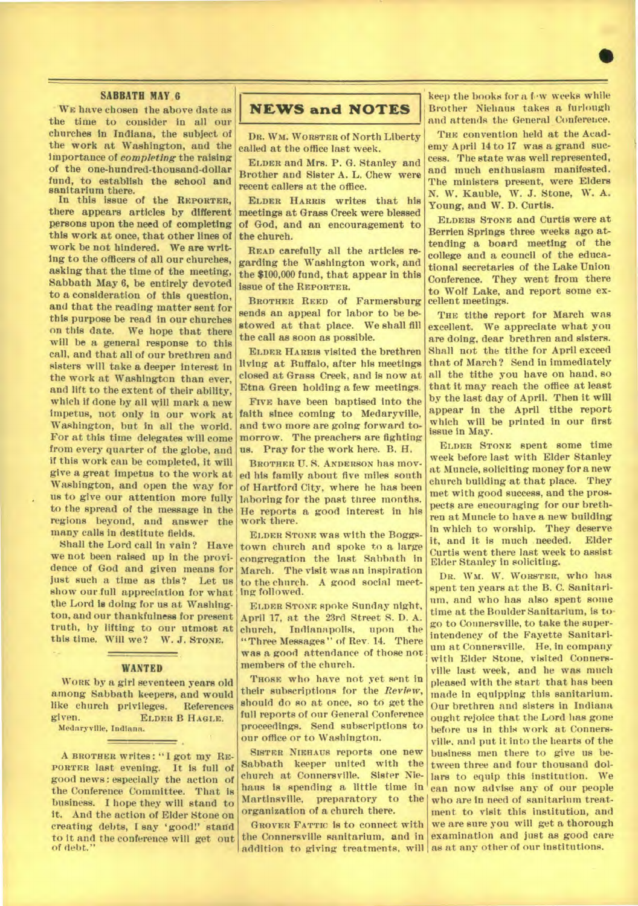## SABBATH MAY 6

WE have chosen the above date as the time to consider in all our churches in Indiana, the subject of the work at Washington, and the importance of *completing* the raising of the one-hundred-thousand-dollar fund, to establish the school and sanitarium there.

In this issue of the REPORTER, there appears articles by different persons upon the need of completing this work at once, that other lines of work be not hindered. We are writing to the officers of all our churches, asking that the time of the meeting, Sabbath May 6, be entirely devoted to a consideration of this question, and that the reading matter sent for this purpose be read in our churches on this date. We hope that there will be a general response to this call, and that all of our brethren and sisters will take a deeper interest in the work at Washington than ever, and lift to the extent of their ability, which if done by all will mark a new impetus, not only in our work at Washington, but in all the world. For at this time delegates will come from every quarter of the globe, and if this work can be completed, it will give a great impetus to the work at Washington, and open the way for us to give our attention more fully to the spread of the message in the regions beyond, and answer the many calls in destitute fields.

Shall the Lord call in vain? Have we not been raised up in the providence of God and given means for just such a time as this? Let us show our full appreciation for what the Lord is doing for us at Washington, and our thankfulness for present truth, by lifting to our utmost at this time. Will we? W. J. STONE.

## WANTED

WORK by a girl seventeen years old among Sabbath keepers, and would like church privileges. References given. ELDER B HAGLE.
Medaryville, Indiana.

A BROTHER writes: "I got my REPORTER last evening. It is full of good news: especially the action of the Conference Committee. That is business. I hope they will stand to it. And the action of Elder Stone on creating debts, I say 'good!' stand to it and the conference will get out of debt."

## NEWS and NOTES

DR. WM. WORSTER of North Liberty called at the office last week.

ELDER and Mrs. P. G. Stanley and Brother and Sister A. L. Chew were recent callers at the office.

ELDER HARRIS writes that his meetings at Grass Creek were blessed of God, and an encouragement to the church.

READ carefully all the articles regarding the Washington work, and the $100,000 fund, that appear in this issue of the REPORTER.

BROTHER REED of Farmersburg sends an appeal for labor to be bestowed at that place. We shall fill the call as soon as possible.

ELDER HARRIS visited the brethren living at Buffalo, after his meetings closed at Grass Creek, and is now at Etna Green holding a few meetings.

FIVE have been baptised into the faith since coming to Medaryville, and two more are going forward tomorrow. The preachers are fighting us. Pray for the work here. B. H.

BROTHER U. S. ANDERSON has moved his family about five miles south of Hartford City, where he has been laboring for the past three months. He reports a good interest in his work there.

ELDER STONE was with the Boggstown church and spoke to a large congregation the last Sabbath in March. The visit was an inspiration to the church. A good social meeting followed.

ELDER STONE spoke Sunday night, April 17, at the 23rd Street S. D. A. church, Indianapolis, upon the "Three Messages" of Rev. 14. There was a good attendance of those not members of the church.

THOSE who have not yet sent in their subscriptions for the *Review*, should do so at once, so to get the full reports of our General Conference proceedings. Send subscriptions to our office or to Washington.

SISTER NIEHAUS reports one new Sabbath keeper united with the church at Connersville. Sister Niehaus is spending a little time in Martinsville, preparatory to the organization of a church there.

GROVER FATTIC is to connect with the Connersville sanitarium, and in addition to giving treatments, will keep the books for a few weeks while Brother Niehaus takes a furlough and attends the General Conference.

THE convention held at the Academy April 14 to 17 was a grand success. The state was well represented, and much enthusiasm manifested. The ministers present, were Elders N. W. Kauble, W. J. Stone, W. A. Young, and W. D. Curtis.

ELDERS STONE and Curtis were at Berrien Springs three weeks ago attending a board meeting of the college and a council of the educational secretaries of the Lake Union Conference. They went from there to Wolf Lake, and report some excellent meetings.

THE tithe report for March was excellent. We appreciate what you are doing, dear brethren and sisters. Shall not the tithe for April exceed that of March? Send in immediately all the tithe you have on hand, so that it may reach the office at least by the last day of April. Then it will appear in the April tithe report which will be printed in our first issue in May.

ELDER STONE spent some time week before last with Elder Stanley at Muncie, soliciting money for a new church building at that place. They met with good success, and the prospects are encouraging for our brethren at Muncie to have a new building in which to worship. They deserve it, and it is much needed. Elder Curtis went there last week to assist Elder Stanley in soliciting.

DR. WM. W. WORSTER, who has spent ten years at the B. C. Sanitarium, and who has also spent some time at the Boulder Sanitarium, is to go to Connersville, to take the superintendency of the Fayette Sanitarium at Connersville. He, in company with Elder Stone, visited Connersville last week, and he was much pleased with the start that has been made in equipping this sanitarium. Our brethren and sisters in Indiana ought rejoice that the Lord has gone before us in this work at Connersville, and put it into the hearts of the business men there to give us between three and four thousand dollars to equip this institution. We can now advise any of our people who are in need of sanitarium treatment to visit this institution, and we are sure you will get a thorough examination and just as good care as at any other of our institutions.